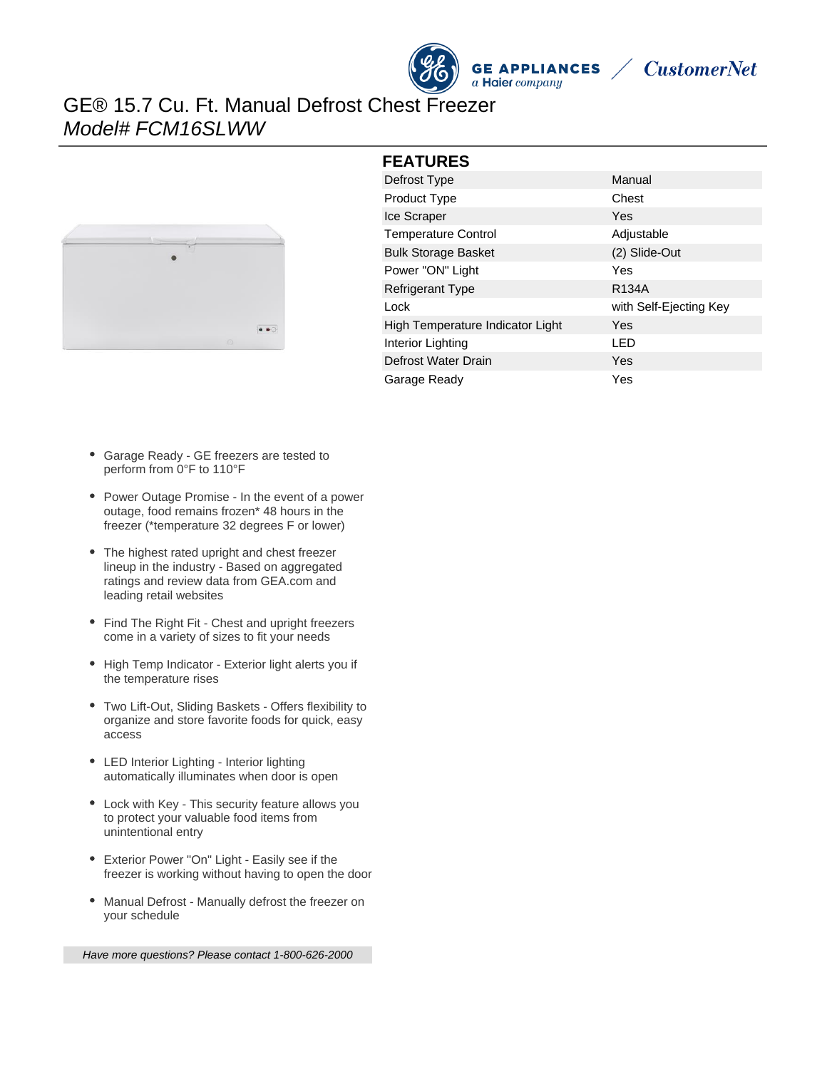# GE® 15.7 Cu. Ft. Manual Defrost Chest Freezer

*Model# FCM16SLWW*

## FEATURES

| Feature | Value |
|---|---|
| Defrost Type | Manual |
| Product Type | Chest |
| Ice Scraper | Yes |
| Temperature Control | Adjustable |
| Bulk Storage Basket | (2) Slide-Out |
| Power "ON" Light | Yes |
| Refrigerant Type | R134A |
| Lock | with Self-Ejecting Key |
| High Temperature Indicator Light | Yes |
| Interior Lighting | LED |
| Defrost Water Drain | Yes |
| Garage Ready | Yes |

- Garage Ready - GE freezers are tested to perform from 0°F to 110°F
- Power Outage Promise - In the event of a power outage, food remains frozen* 48 hours in the freezer (*temperature 32 degrees F or lower)
- The highest rated upright and chest freezer lineup in the industry - Based on aggregated ratings and review data from GEA.com and leading retail websites
- Find The Right Fit - Chest and upright freezers come in a variety of sizes to fit your needs
- High Temp Indicator - Exterior light alerts you if the temperature rises
- Two Lift-Out, Sliding Baskets - Offers flexibility to organize and store favorite foods for quick, easy access
- LED Interior Lighting - Interior lighting automatically illuminates when door is open
- Lock with Key - This security feature allows you to protect your valuable food items from unintentional entry
- Exterior Power "On" Light - Easily see if the freezer is working without having to open the door
- Manual Defrost - Manually defrost the freezer on your schedule

*Have more questions? Please contact 1-800-626-2000*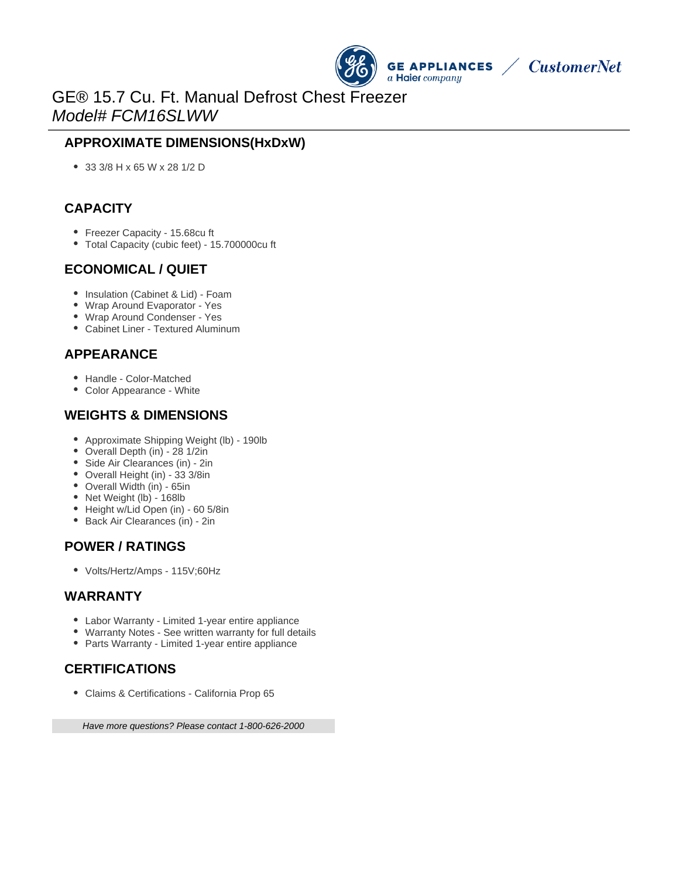GE APPLIANCES
a Haier company
CustomerNet

# GE® 15.7 Cu. Ft. Manual Defrost Chest Freezer

*Model# FCM16SLWW*

## APPROXIMATE DIMENSIONS(HxDxW)

- 33 3/8 H x 65 W x 28 1/2 D

## CAPACITY

- Freezer Capacity - 15.68cu ft
- Total Capacity (cubic feet) - 15.700000cu ft

## ECONOMICAL / QUIET

- Insulation (Cabinet & Lid) - Foam
- Wrap Around Evaporator - Yes
- Wrap Around Condenser - Yes
- Cabinet Liner - Textured Aluminum

## APPEARANCE

- Handle - Color-Matched
- Color Appearance - White

## WEIGHTS & DIMENSIONS

- Approximate Shipping Weight (lb) - 190lb
- Overall Depth (in) - 28 1/2in
- Side Air Clearances (in) - 2in
- Overall Height (in) - 33 3/8in
- Overall Width (in) - 65in
- Net Weight (lb) - 168lb
- Height w/Lid Open (in) - 60 5/8in
- Back Air Clearances (in) - 2in

## POWER / RATINGS

- Volts/Hertz/Amps - 115V;60Hz

## WARRANTY

- Labor Warranty - Limited 1-year entire appliance
- Warranty Notes - See written warranty for full details
- Parts Warranty - Limited 1-year entire appliance

## CERTIFICATIONS

- Claims & Certifications - California Prop 65

*Have more questions? Please contact 1-800-626-2000*